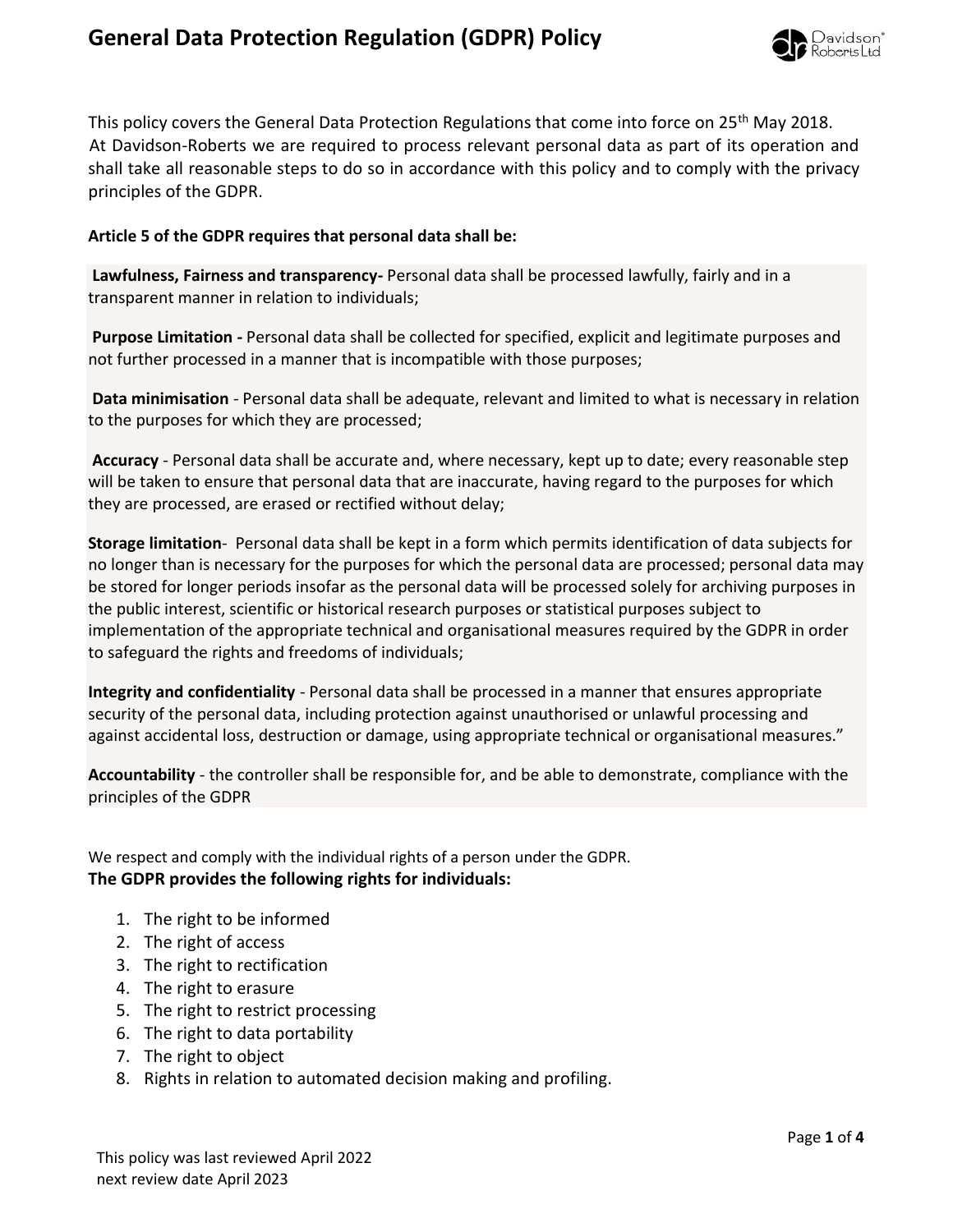# General Data Protection Regulation (GDPR) Policy

This policy covers the General Data Protection Regulations that come into force on 25th May 2018. At Davidson-Roberts we are required to process relevant personal data as part of its operation and shall take all reasonable steps to do so in accordance with this policy and to comply with the privacy principles of the GDPR.

**Article 5 of the GDPR requires that personal data shall be:**

**Lawfulness, Fairness and transparency-** Personal data shall be processed lawfully, fairly and in a transparent manner in relation to individuals;

**Purpose Limitation -** Personal data shall be collected for specified, explicit and legitimate purposes and not further processed in a manner that is incompatible with those purposes;

**Data minimisation** - Personal data shall be adequate, relevant and limited to what is necessary in relation to the purposes for which they are processed;

**Accuracy** - Personal data shall be accurate and, where necessary, kept up to date; every reasonable step will be taken to ensure that personal data that are inaccurate, having regard to the purposes for which they are processed, are erased or rectified without delay;

**Storage limitation**- Personal data shall be kept in a form which permits identification of data subjects for no longer than is necessary for the purposes for which the personal data are processed; personal data may be stored for longer periods insofar as the personal data will be processed solely for archiving purposes in the public interest, scientific or historical research purposes or statistical purposes subject to implementation of the appropriate technical and organisational measures required by the GDPR in order to safeguard the rights and freedoms of individuals;

**Integrity and confidentiality** - Personal data shall be processed in a manner that ensures appropriate security of the personal data, including protection against unauthorised or unlawful processing and against accidental loss, destruction or damage, using appropriate technical or organisational measures."

**Accountability** - the controller shall be responsible for, and be able to demonstrate, compliance with the principles of the GDPR

We respect and comply with the individual rights of a person under the GDPR.

**The GDPR provides the following rights for individuals:**

1. The right to be informed
2. The right of access
3. The right to rectification
4. The right to erasure
5. The right to restrict processing
6. The right to data portability
7. The right to object
8. Rights in relation to automated decision making and profiling.

This policy was last reviewed April 2022
next review date April 2023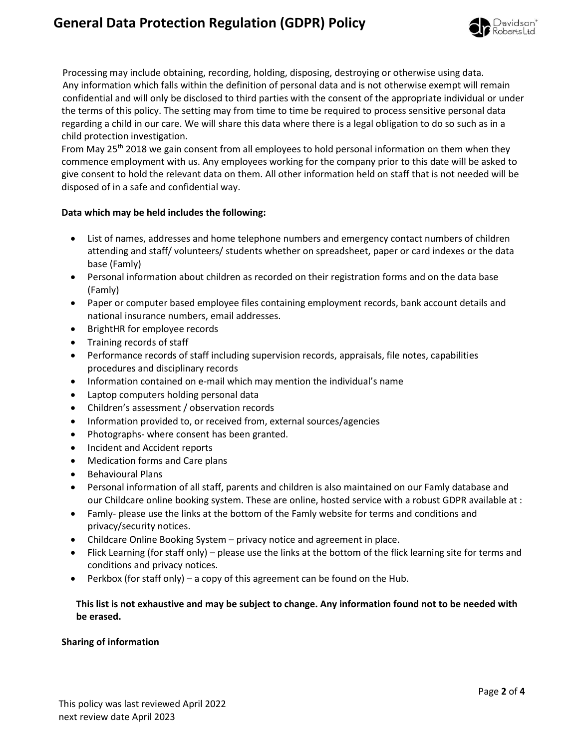Processing may include obtaining, recording, holding, disposing, destroying or otherwise using data. Any information which falls within the definition of personal data and is not otherwise exempt will remain confidential and will only be disclosed to third parties with the consent of the appropriate individual or under the terms of this policy. The setting may from time to time be required to process sensitive personal data regarding a child in our care. We will share this data where there is a legal obligation to do so such as in a child protection investigation.

From May 25th 2018 we gain consent from all employees to hold personal information on them when they commence employment with us. Any employees working for the company prior to this date will be asked to give consent to hold the relevant data on them. All other information held on staff that is not needed will be disposed of in a safe and confidential way.

**Data which may be held includes the following:**

- List of names, addresses and home telephone numbers and emergency contact numbers of children attending and staff/ volunteers/ students whether on spreadsheet, paper or card indexes or the data base (Famly)
- Personal information about children as recorded on their registration forms and on the data base (Famly)
- Paper or computer based employee files containing employment records, bank account details and national insurance numbers, email addresses.
- BrightHR for employee records
- Training records of staff
- Performance records of staff including supervision records, appraisals, file notes, capabilities procedures and disciplinary records
- Information contained on e-mail which may mention the individual's name
- Laptop computers holding personal data
- Children's assessment / observation records
- Information provided to, or received from, external sources/agencies
- Photographs- where consent has been granted.
- Incident and Accident reports
- Medication forms and Care plans
- Behavioural Plans
- Personal information of all staff, parents and children is also maintained on our Famly database and our Childcare online booking system. These are online, hosted service with a robust GDPR available at :
- Famly- please use the links at the bottom of the Famly website for terms and conditions and privacy/security notices.
- Childcare Online Booking System – privacy notice and agreement in place.
- Flick Learning (for staff only) – please use the links at the bottom of the flick learning site for terms and conditions and privacy notices.
- Perkbox (for staff only) – a copy of this agreement can be found on the Hub.

**This list is not exhaustive and may be subject to change. Any information found not to be needed with be erased.**

**Sharing of information**

This policy was last reviewed April 2022
next review date April 2023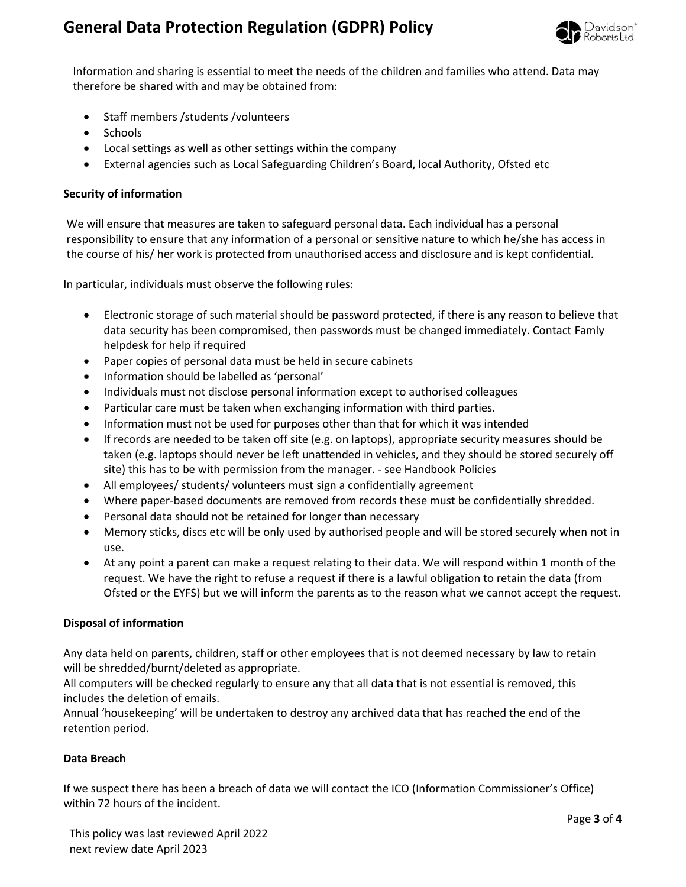Information and sharing is essential to meet the needs of the children and families who attend. Data may therefore be shared with and may be obtained from:

- Staff members /students /volunteers
- Schools
- Local settings as well as other settings within the company
- External agencies such as Local Safeguarding Children's Board, local Authority, Ofsted etc

**Security of information**

We will ensure that measures are taken to safeguard personal data. Each individual has a personal responsibility to ensure that any information of a personal or sensitive nature to which he/she has access in the course of his/ her work is protected from unauthorised access and disclosure and is kept confidential.

In particular, individuals must observe the following rules:

- Electronic storage of such material should be password protected, if there is any reason to believe that data security has been compromised, then passwords must be changed immediately. Contact Famly helpdesk for help if required
- Paper copies of personal data must be held in secure cabinets
- Information should be labelled as 'personal'
- Individuals must not disclose personal information except to authorised colleagues
- Particular care must be taken when exchanging information with third parties.
- Information must not be used for purposes other than that for which it was intended
- If records are needed to be taken off site (e.g. on laptops), appropriate security measures should be taken (e.g. laptops should never be left unattended in vehicles, and they should be stored securely off site) this has to be with permission from the manager. - see Handbook Policies
- All employees/ students/ volunteers must sign a confidentially agreement
- Where paper-based documents are removed from records these must be confidentially shredded.
- Personal data should not be retained for longer than necessary
- Memory sticks, discs etc will be only used by authorised people and will be stored securely when not in use.
- At any point a parent can make a request relating to their data. We will respond within 1 month of the request. We have the right to refuse a request if there is a lawful obligation to retain the data (from Ofsted or the EYFS) but we will inform the parents as to the reason what we cannot accept the request.

**Disposal of information**

Any data held on parents, children, staff or other employees that is not deemed necessary by law to retain will be shredded/burnt/deleted as appropriate.
All computers will be checked regularly to ensure any that all data that is not essential is removed, this includes the deletion of emails.
Annual 'housekeeping' will be undertaken to destroy any archived data that has reached the end of the retention period.

**Data Breach**

If we suspect there has been a breach of data we will contact the ICO (Information Commissioner's Office) within 72 hours of the incident.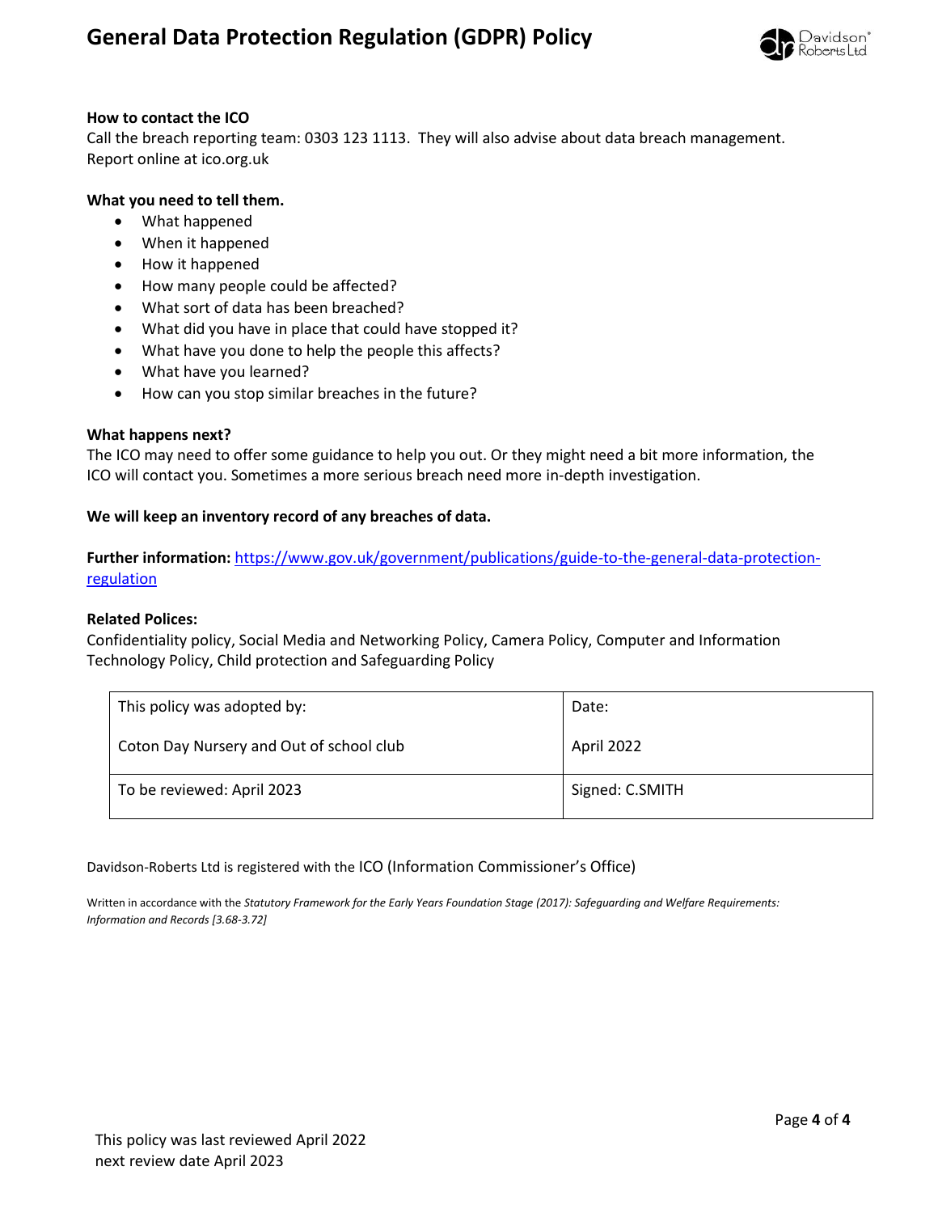**How to contact the ICO**
Call the breach reporting team: 0303 123 1113. They will also advise about data breach management.
Report online at ico.org.uk

**What you need to tell them.**

- What happened
- When it happened
- How it happened
- How many people could be affected?
- What sort of data has been breached?
- What did you have in place that could have stopped it?
- What have you done to help the people this affects?
- What have you learned?
- How can you stop similar breaches in the future?

**What happens next?**
The ICO may need to offer some guidance to help you out. Or they might need a bit more information, the ICO will contact you. Sometimes a more serious breach need more in-depth investigation.

**We will keep an inventory record of any breaches of data.**

**Further information:** [https://www.gov.uk/government/publications/guide-to-the-general-data-protection-regulation](https://www.gov.uk/government/publications/guide-to-the-general-data-protection-regulation)

**Related Polices:**
Confidentiality policy, Social Media and Networking Policy, Camera Policy, Computer and Information Technology Policy, Child protection and Safeguarding Policy

| | |
|---|---|
| This policy was adopted by:<br><br>Coton Day Nursery and Out of school club | Date:<br><br>April 2022 |
| To be reviewed: April 2023 | Signed: C.SMITH |

Davidson-Roberts Ltd is registered with the ICO (Information Commissioner's Office)

Written in accordance with the *Statutory Framework for the Early Years Foundation Stage (2017): Safeguarding and Welfare Requirements: Information and Records [3.68-3.72]*

This policy was last reviewed April 2022
next review date April 2023